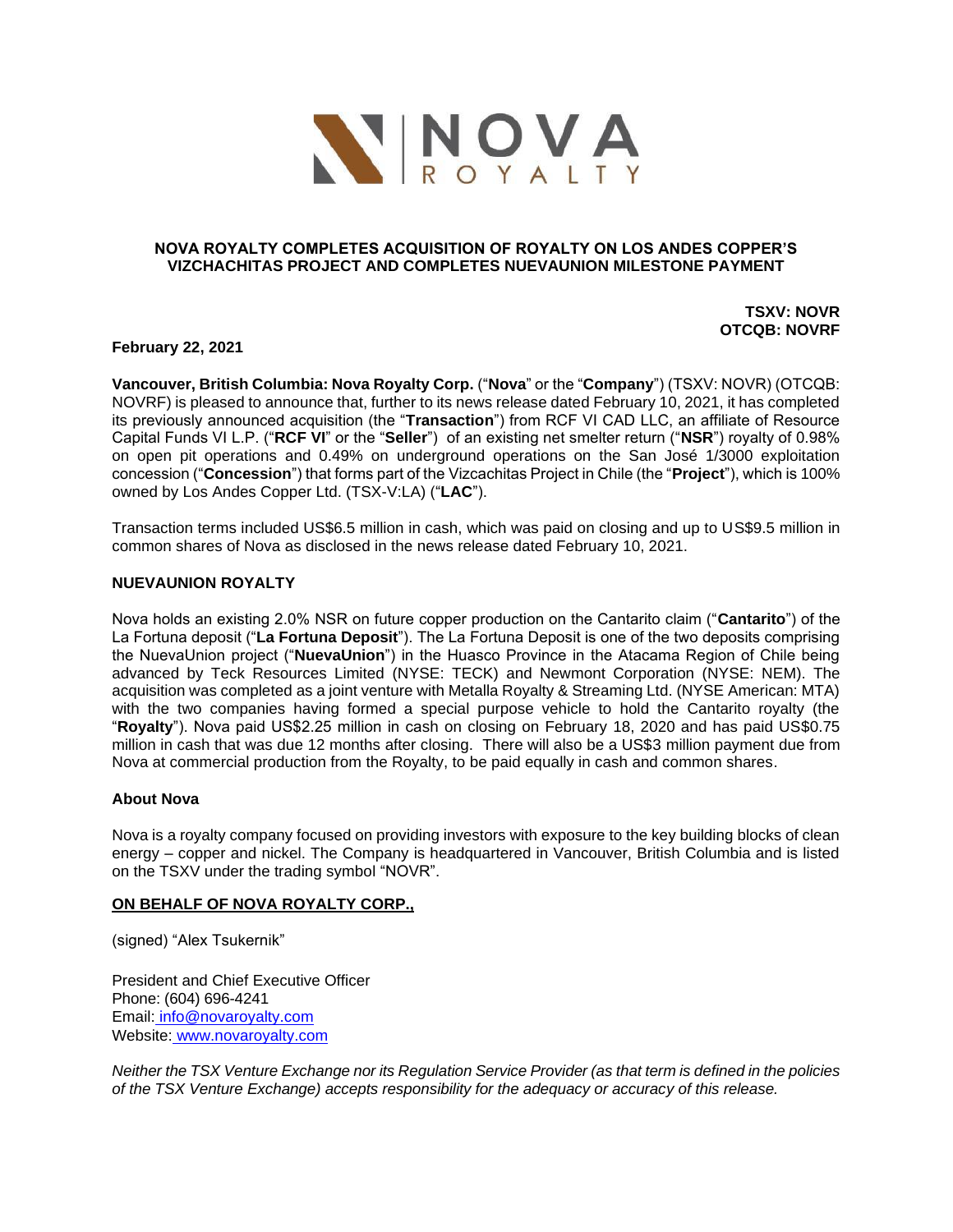# NOVA ROYALTY COMPLETES ACQUISITION OF ROYALTY ON LOS ANDES COPPER'S VIZCHACHITAS PROJECT AND COMPLETES NUEVAUNION MILESTONE PAYMENT

**TSXV: NOVR**
**OTCQB: NOVRF**

**February 22, 2021**

**Vancouver, British Columbia: Nova Royalty Corp.** ("**Nova**" or the "**Company**") (TSXV: NOVR) (OTCQB: NOVRF) is pleased to announce that, further to its news release dated February 10, 2021, it has completed its previously announced acquisition (the "**Transaction**") from RCF VI CAD LLC, an affiliate of Resource Capital Funds VI L.P. ("**RCF VI**" or the "**Seller**") of an existing net smelter return ("**NSR**") royalty of 0.98% on open pit operations and 0.49% on underground operations on the San José 1/3000 exploitation concession ("**Concession**") that forms part of the Vizcachitas Project in Chile (the "**Project**"), which is 100% owned by Los Andes Copper Ltd. (TSX-V:LA) ("**LAC**").

Transaction terms included US$6.5 million in cash, which was paid on closing and up to US$9.5 million in common shares of Nova as disclosed in the news release dated February 10, 2021.

## NUEVAUNION ROYALTY

Nova holds an existing 2.0% NSR on future copper production on the Cantarito claim ("**Cantarito**") of the La Fortuna deposit ("**La Fortuna Deposit**"). The La Fortuna Deposit is one of the two deposits comprising the NuevaUnion project ("**NuevaUnion**") in the Huasco Province in the Atacama Region of Chile being advanced by Teck Resources Limited (NYSE: TECK) and Newmont Corporation (NYSE: NEM). The acquisition was completed as a joint venture with Metalla Royalty & Streaming Ltd. (NYSE American: MTA) with the two companies having formed a special purpose vehicle to hold the Cantarito royalty (the "**Royalty**"). Nova paid US$2.25 million in cash on closing on February 18, 2020 and has paid US$0.75 million in cash that was due 12 months after closing. There will also be a US$3 million payment due from Nova at commercial production from the Royalty, to be paid equally in cash and common shares.

## About Nova

Nova is a royalty company focused on providing investors with exposure to the key building blocks of clean energy – copper and nickel. The Company is headquartered in Vancouver, British Columbia and is listed on the TSXV under the trading symbol "NOVR".

**ON BEHALF OF NOVA ROYALTY CORP.,**

(signed) "Alex Tsukernik"

President and Chief Executive Officer
Phone: (604) 696-4241
Email: info@novaroyalty.com
Website: www.novaroyalty.com

*Neither the TSX Venture Exchange nor its Regulation Service Provider (as that term is defined in the policies of the TSX Venture Exchange) accepts responsibility for the adequacy or accuracy of this release.*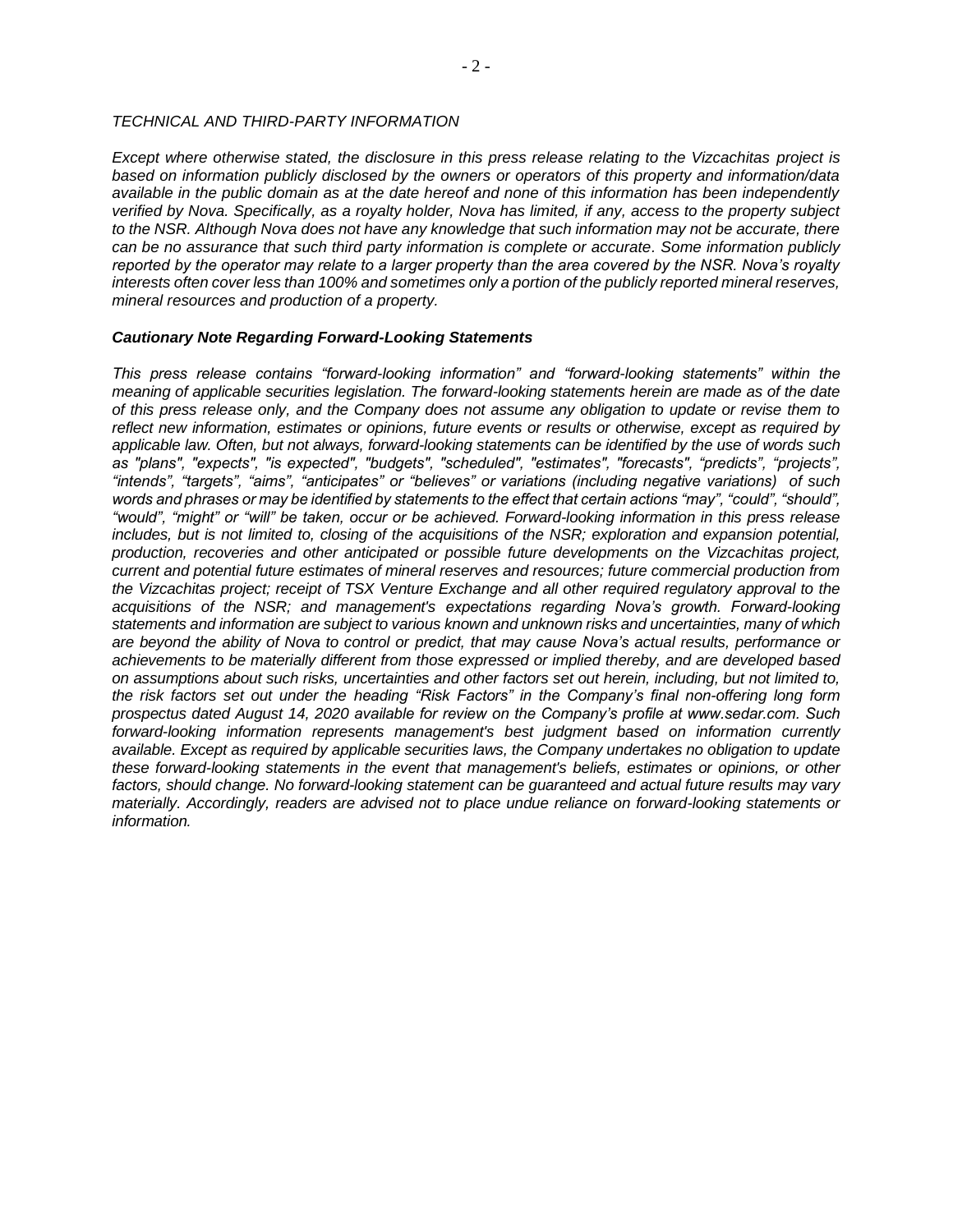*TECHNICAL AND THIRD-PARTY INFORMATION*

*Except where otherwise stated, the disclosure in this press release relating to the Vizcachitas project is based on information publicly disclosed by the owners or operators of this property and information/data available in the public domain as at the date hereof and none of this information has been independently verified by Nova. Specifically, as a royalty holder, Nova has limited, if any, access to the property subject to the NSR. Although Nova does not have any knowledge that such information may not be accurate, there can be no assurance that such third party information is complete or accurate. Some information publicly reported by the operator may relate to a larger property than the area covered by the NSR. Nova's royalty interests often cover less than 100% and sometimes only a portion of the publicly reported mineral reserves, mineral resources and production of a property.*

***Cautionary Note Regarding Forward-Looking Statements***

*This press release contains "forward-looking information" and "forward-looking statements" within the meaning of applicable securities legislation. The forward-looking statements herein are made as of the date of this press release only, and the Company does not assume any obligation to update or revise them to reflect new information, estimates or opinions, future events or results or otherwise, except as required by applicable law. Often, but not always, forward-looking statements can be identified by the use of words such as "plans", "expects", "is expected", "budgets", "scheduled", "estimates", "forecasts", "predicts", "projects", "intends", "targets", "aims", "anticipates" or "believes" or variations (including negative variations) of such words and phrases or may be identified by statements to the effect that certain actions "may", "could", "should", "would", "might" or "will" be taken, occur or be achieved. Forward-looking information in this press release includes, but is not limited to, closing of the acquisitions of the NSR; exploration and expansion potential, production, recoveries and other anticipated or possible future developments on the Vizcachitas project, current and potential future estimates of mineral reserves and resources; future commercial production from the Vizcachitas project; receipt of TSX Venture Exchange and all other required regulatory approval to the acquisitions of the NSR; and management's expectations regarding Nova's growth. Forward-looking statements and information are subject to various known and unknown risks and uncertainties, many of which are beyond the ability of Nova to control or predict, that may cause Nova's actual results, performance or achievements to be materially different from those expressed or implied thereby, and are developed based on assumptions about such risks, uncertainties and other factors set out herein, including, but not limited to, the risk factors set out under the heading "Risk Factors" in the Company's final non-offering long form prospectus dated August 14, 2020 available for review on the Company's profile at www.sedar.com. Such forward-looking information represents management's best judgment based on information currently available. Except as required by applicable securities laws, the Company undertakes no obligation to update these forward-looking statements in the event that management's beliefs, estimates or opinions, or other factors, should change. No forward-looking statement can be guaranteed and actual future results may vary materially. Accordingly, readers are advised not to place undue reliance on forward-looking statements or information.*